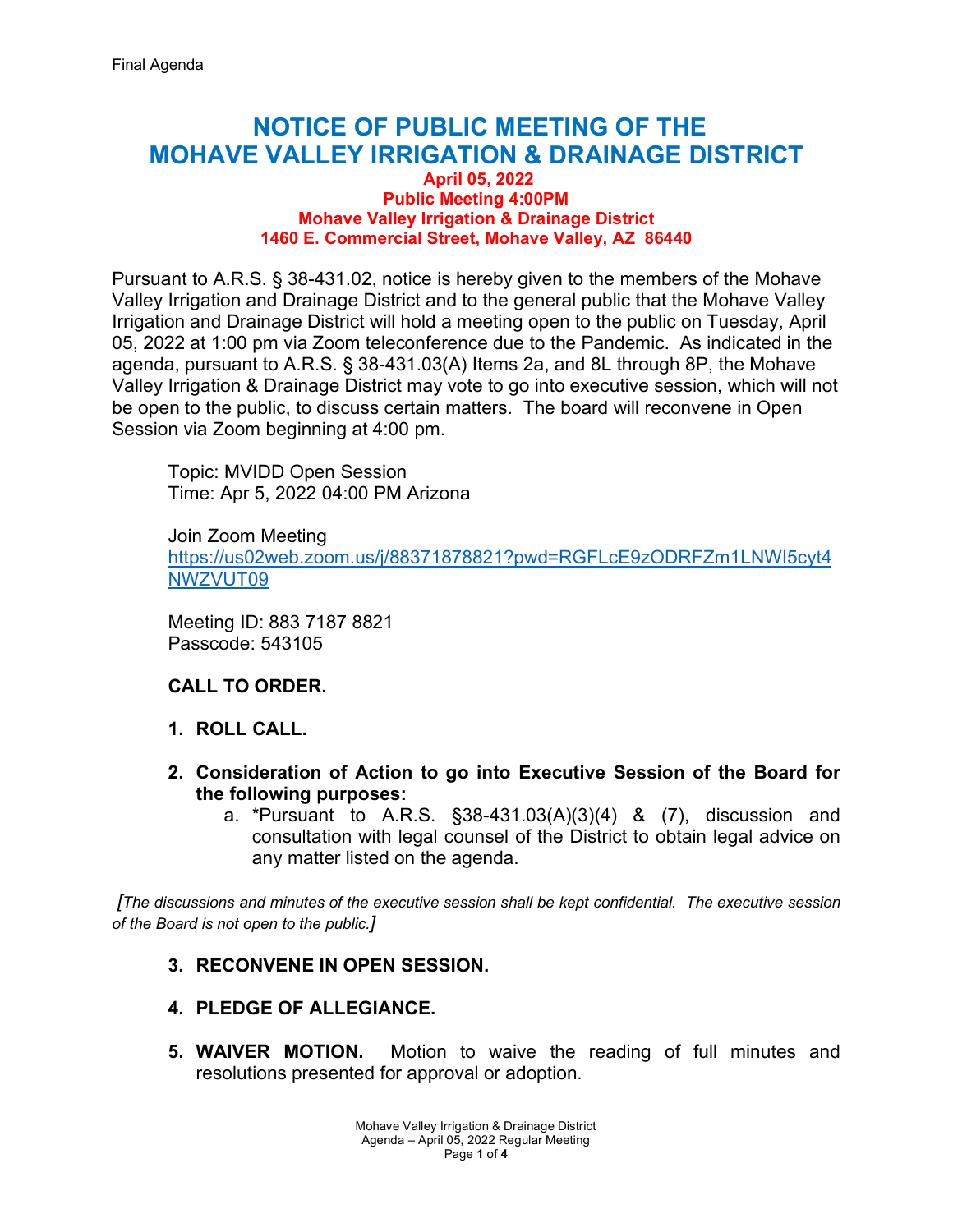Final Agenda

# NOTICE OF PUBLIC MEETING OF THE MOHAVE VALLEY IRRIGATION & DRAINAGE DISTRICT

**April 05, 2022**
**Public Meeting 4:00PM**
**Mohave Valley Irrigation & Drainage District**
**1460 E. Commercial Street, Mohave Valley, AZ 86440**

Pursuant to A.R.S. § 38-431.02, notice is hereby given to the members of the Mohave Valley Irrigation and Drainage District and to the general public that the Mohave Valley Irrigation and Drainage District will hold a meeting open to the public on Tuesday, April 05, 2022 at 1:00 pm via Zoom teleconference due to the Pandemic. As indicated in the agenda, pursuant to A.R.S. § 38-431.03(A) Items 2a, and 8L through 8P, the Mohave Valley Irrigation & Drainage District may vote to go into executive session, which will not be open to the public, to discuss certain matters. The board will reconvene in Open Session via Zoom beginning at 4:00 pm.

Topic: MVIDD Open Session
Time: Apr 5, 2022 04:00 PM Arizona

Join Zoom Meeting
https://us02web.zoom.us/j/88371878821?pwd=RGFLcE9zODRFZm1LNWI5cyt4NWZVUT09

Meeting ID: 883 7187 8821
Passcode: 543105

**CALL TO ORDER.**

1. **ROLL CALL.**

2. **Consideration of Action to go into Executive Session of the Board for the following purposes:**
   a. *Pursuant to A.R.S. §38-431.03(A)(3)(4) & (7), discussion and consultation with legal counsel of the District to obtain legal advice on any matter listed on the agenda.

*[The discussions and minutes of the executive session shall be kept confidential. The executive session of the Board is not open to the public.]*

3. **RECONVENE IN OPEN SESSION.**

4. **PLEDGE OF ALLEGIANCE.**

5. **WAIVER MOTION.** Motion to waive the reading of full minutes and resolutions presented for approval or adoption.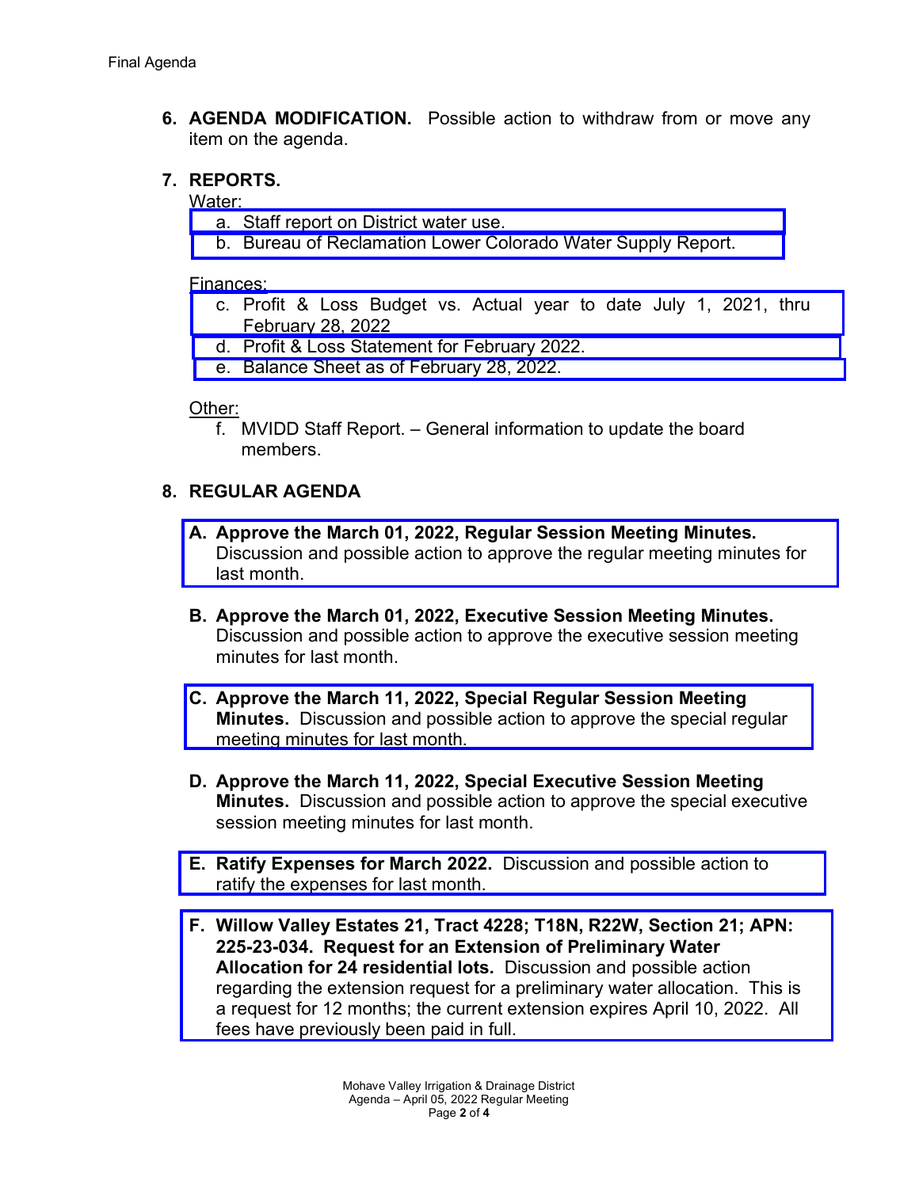6. **AGENDA MODIFICATION.** Possible action to withdraw from or move any item on the agenda.

7. **REPORTS.**

   Water:

   a. Staff report on District water use.
   b. Bureau of Reclamation Lower Colorado Water Supply Report.

   Finances:

   c. Profit & Loss Budget vs. Actual year to date July 1, 2021, thru February 28, 2022
   d. Profit & Loss Statement for February 2022.
   e. Balance Sheet as of February 28, 2022.

   Other:

   f. MVIDD Staff Report. – General information to update the board members.

8. **REGULAR AGENDA**

   **A. Approve the March 01, 2022, Regular Session Meeting Minutes.** Discussion and possible action to approve the regular meeting minutes for last month.

   **B. Approve the March 01, 2022, Executive Session Meeting Minutes.** Discussion and possible action to approve the executive session meeting minutes for last month.

   **C. Approve the March 11, 2022, Special Regular Session Meeting Minutes.** Discussion and possible action to approve the special regular meeting minutes for last month.

   **D. Approve the March 11, 2022, Special Executive Session Meeting Minutes.** Discussion and possible action to approve the special executive session meeting minutes for last month.

   **E. Ratify Expenses for March 2022.** Discussion and possible action to ratify the expenses for last month.

   **F. Willow Valley Estates 21, Tract 4228; T18N, R22W, Section 21; APN: 225-23-034. Request for an Extension of Preliminary Water Allocation for 24 residential lots.** Discussion and possible action regarding the extension request for a preliminary water allocation. This is a request for 12 months; the current extension expires April 10, 2022. All fees have previously been paid in full.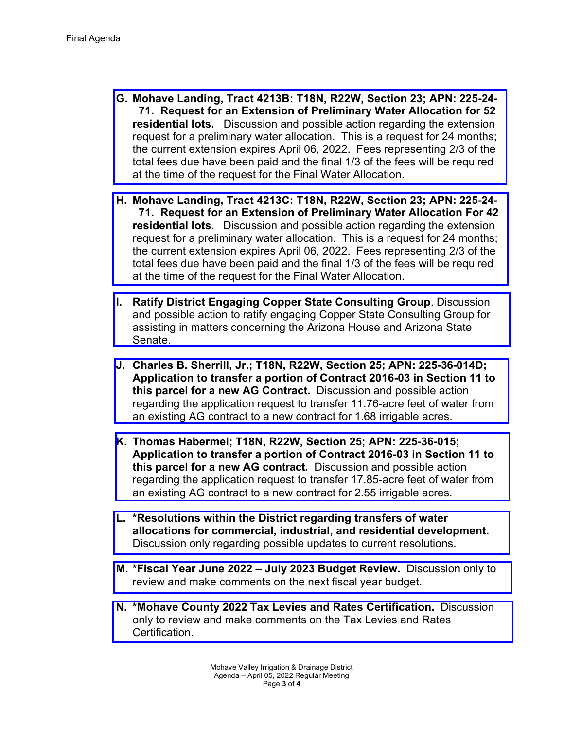**G. Mohave Landing, Tract 4213B: T18N, R22W, Section 23; APN: 225-24-71. Request for an Extension of Preliminary Water Allocation for 52 residential lots.** Discussion and possible action regarding the extension request for a preliminary water allocation. This is a request for 24 months; the current extension expires April 06, 2022. Fees representing 2/3 of the total fees due have been paid and the final 1/3 of the fees will be required at the time of the request for the Final Water Allocation.

**H. Mohave Landing, Tract 4213C: T18N, R22W, Section 23; APN: 225-24-71. Request for an Extension of Preliminary Water Allocation For 42 residential lots.** Discussion and possible action regarding the extension request for a preliminary water allocation. This is a request for 24 months; the current extension expires April 06, 2022. Fees representing 2/3 of the total fees due have been paid and the final 1/3 of the fees will be required at the time of the request for the Final Water Allocation.

**I. Ratify District Engaging Copper State Consulting Group**. Discussion and possible action to ratify engaging Copper State Consulting Group for assisting in matters concerning the Arizona House and Arizona State Senate.

**J. Charles B. Sherrill, Jr.; T18N, R22W, Section 25; APN: 225-36-014D; Application to transfer a portion of Contract 2016-03 in Section 11 to this parcel for a new AG Contract.** Discussion and possible action regarding the application request to transfer 11.76-acre feet of water from an existing AG contract to a new contract for 1.68 irrigable acres.

**K. Thomas Habermel; T18N, R22W, Section 25; APN: 225-36-015; Application to transfer a portion of Contract 2016-03 in Section 11 to this parcel for a new AG contract.** Discussion and possible action regarding the application request to transfer 17.85-acre feet of water from an existing AG contract to a new contract for 2.55 irrigable acres.

**L. *Resolutions within the District regarding transfers of water allocations for commercial, industrial, and residential development.** Discussion only regarding possible updates to current resolutions.

**M. *Fiscal Year June 2022 – July 2023 Budget Review.** Discussion only to review and make comments on the next fiscal year budget.

**N. *Mohave County 2022 Tax Levies and Rates Certification.** Discussion only to review and make comments on the Tax Levies and Rates Certification.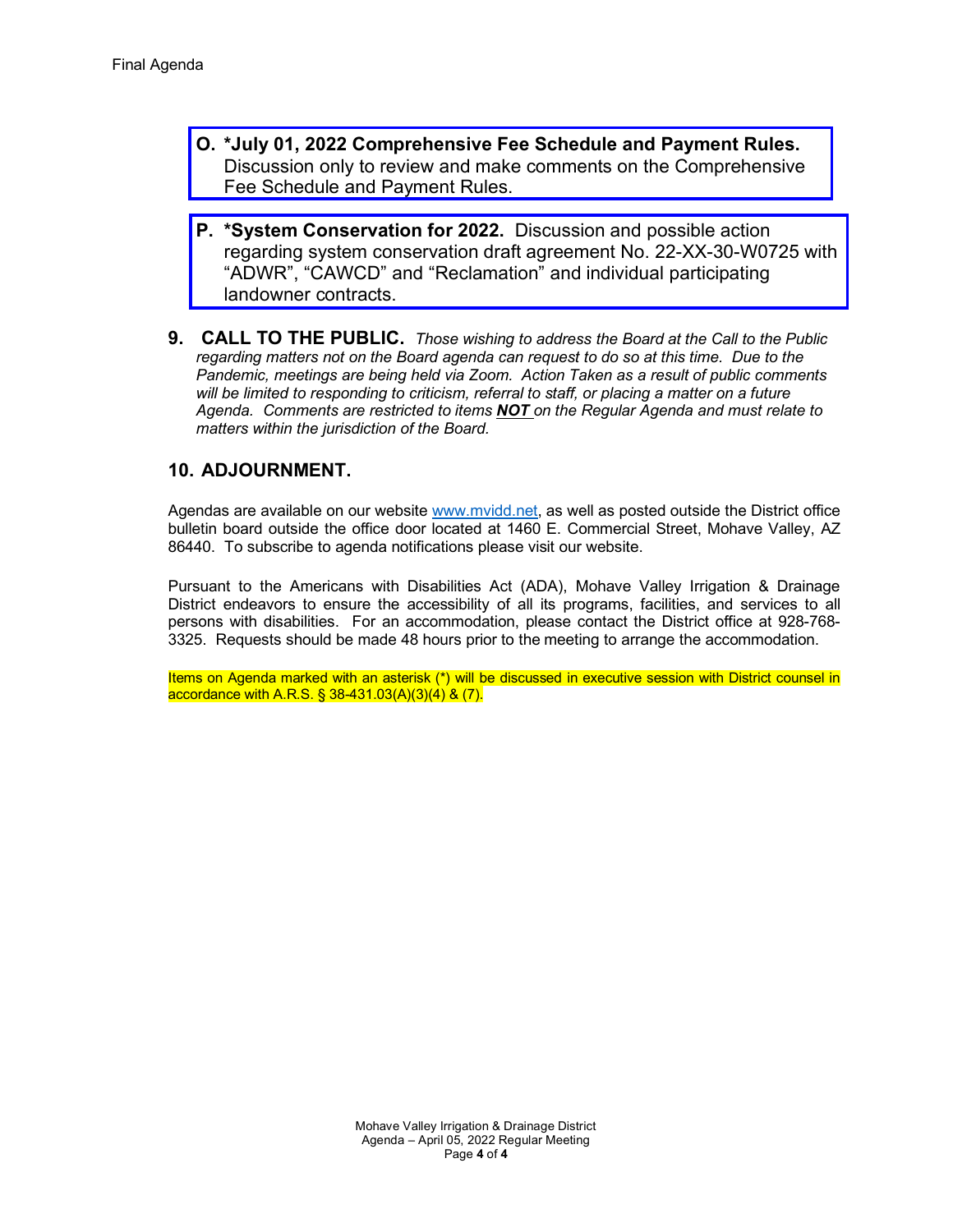**O. \*July 01, 2022 Comprehensive Fee Schedule and Payment Rules.** Discussion only to review and make comments on the Comprehensive Fee Schedule and Payment Rules.

**P. \*System Conservation for 2022.** Discussion and possible action regarding system conservation draft agreement No. 22-XX-30-W0725 with "ADWR", "CAWCD" and "Reclamation" and individual participating landowner contracts.

**9. CALL TO THE PUBLIC.** *Those wishing to address the Board at the Call to the Public regarding matters not on the Board agenda can request to do so at this time. Due to the Pandemic, meetings are being held via Zoom. Action Taken as a result of public comments will be limited to responding to criticism, referral to staff, or placing a matter on a future Agenda. Comments are restricted to items **NOT** on the Regular Agenda and must relate to matters within the jurisdiction of the Board.*

**10. ADJOURNMENT.**

Agendas are available on our website www.mvidd.net, as well as posted outside the District office bulletin board outside the office door located at 1460 E. Commercial Street, Mohave Valley, AZ 86440. To subscribe to agenda notifications please visit our website.

Pursuant to the Americans with Disabilities Act (ADA), Mohave Valley Irrigation & Drainage District endeavors to ensure the accessibility of all its programs, facilities, and services to all persons with disabilities. For an accommodation, please contact the District office at 928-768-3325. Requests should be made 48 hours prior to the meeting to arrange the accommodation.

Items on Agenda marked with an asterisk (*) will be discussed in executive session with District counsel in accordance with A.R.S. § 38-431.03(A)(3)(4) & (7).